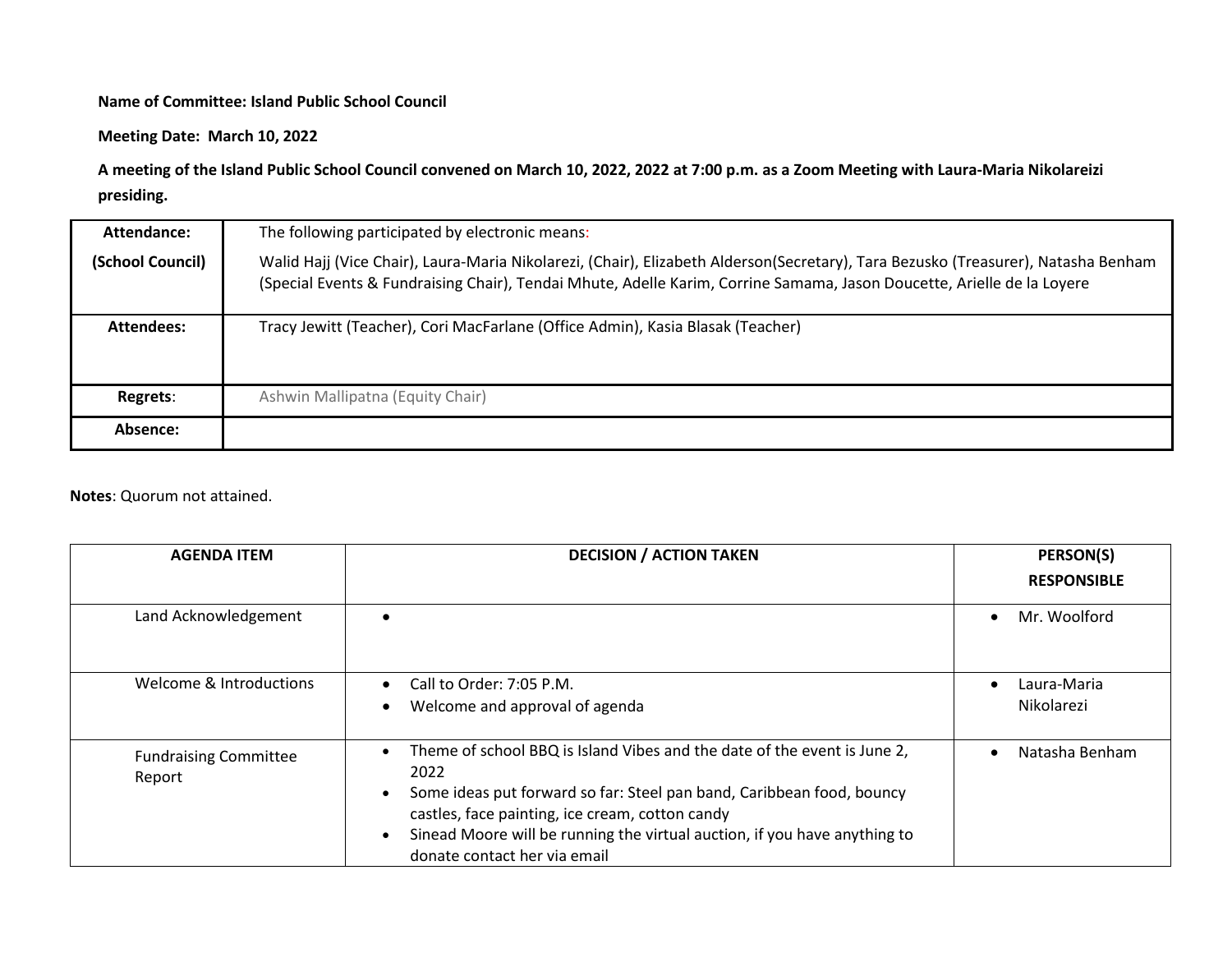**Name of Committee: Island Public School Council**

**Meeting Date: March 10, 2022**

**A meeting of the Island Public School Council convened on March 10, 2022, 2022 at 7:00 p.m. as a Zoom Meeting with Laura-Maria Nikolareizi presiding.**

| | |
|---|---|
| **Attendance:**<br>**(School Council)** | The following participated by electronic means:<br>Walid Hajj (Vice Chair), Laura-Maria Nikolarezi, (Chair), Elizabeth Alderson(Secretary), Tara Bezusko (Treasurer), Natasha Benham (Special Events & Fundraising Chair), Tendai Mhute, Adelle Karim, Corrine Samama, Jason Doucette, Arielle de la Loyere |
| **Attendees:** | Tracy Jewitt (Teacher), Cori MacFarlane (Office Admin), Kasia Blasak (Teacher) |
| **Regrets**: | Ashwin Mallipatna (Equity Chair) |
| **Absence:** | |

**Notes**: Quorum not attained.

| **AGENDA ITEM** | **DECISION / ACTION TAKEN** | **PERSON(S) RESPONSIBLE** |
|---|---|---|
| Land Acknowledgement | • | • Mr. Woolford |
| Welcome & Introductions | • Call to Order: 7:05 P.M.<br>• Welcome and approval of agenda | • Laura-Maria Nikolarezi |
| Fundraising Committee Report | • Theme of school BBQ is Island Vibes and the date of the event is June 2, 2022<br>• Some ideas put forward so far: Steel pan band, Caribbean food, bouncy castles, face painting, ice cream, cotton candy<br>• Sinead Moore will be running the virtual auction, if you have anything to donate contact her via email | • Natasha Benham |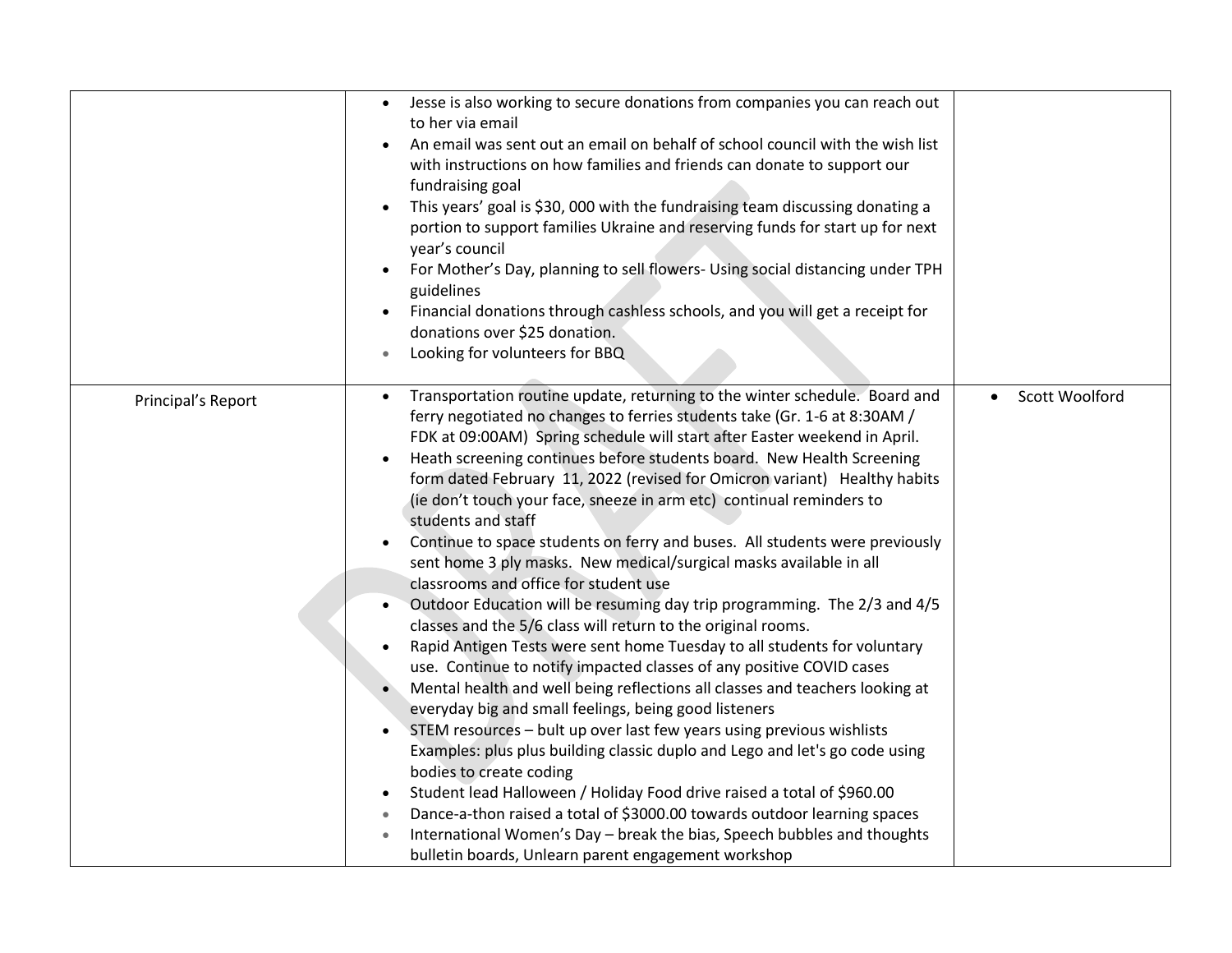| | | |
|---|---|---|
| | • Jesse is also working to secure donations from companies you can reach out to her via email<br>• An email was sent out an email on behalf of school council with the wish list with instructions on how families and friends can donate to support our fundraising goal<br>• This years' goal is $30, 000 with the fundraising team discussing donating a portion to support families Ukraine and reserving funds for start up for next year's council<br>• For Mother's Day, planning to sell flowers- Using social distancing under TPH guidelines<br>• Financial donations through cashless schools, and you will get a receipt for donations over $25 donation.<br>• Looking for volunteers for BBQ | |
| Principal's Report | • Transportation routine update, returning to the winter schedule. Board and ferry negotiated no changes to ferries students take (Gr. 1-6 at 8:30AM / FDK at 09:00AM) Spring schedule will start after Easter weekend in April.<br>• Heath screening continues before students board. New Health Screening form dated February 11, 2022 (revised for Omicron variant) Healthy habits (ie don't touch your face, sneeze in arm etc) continual reminders to students and staff<br>• Continue to space students on ferry and buses. All students were previously sent home 3 ply masks. New medical/surgical masks available in all classrooms and office for student use<br>• Outdoor Education will be resuming day trip programming. The 2/3 and 4/5 classes and the 5/6 class will return to the original rooms.<br>• Rapid Antigen Tests were sent home Tuesday to all students for voluntary use. Continue to notify impacted classes of any positive COVID cases<br>• Mental health and well being reflections all classes and teachers looking at everyday big and small feelings, being good listeners<br>• STEM resources – bult up over last few years using previous wishlists Examples: plus plus building classic duplo and Lego and let's go code using bodies to create coding<br>• Student lead Halloween / Holiday Food drive raised a total of $960.00<br>• Dance-a-thon raised a total of $3000.00 towards outdoor learning spaces<br>• International Women's Day – break the bias, Speech bubbles and thoughts bulletin boards, Unlearn parent engagement workshop | • Scott Woolford |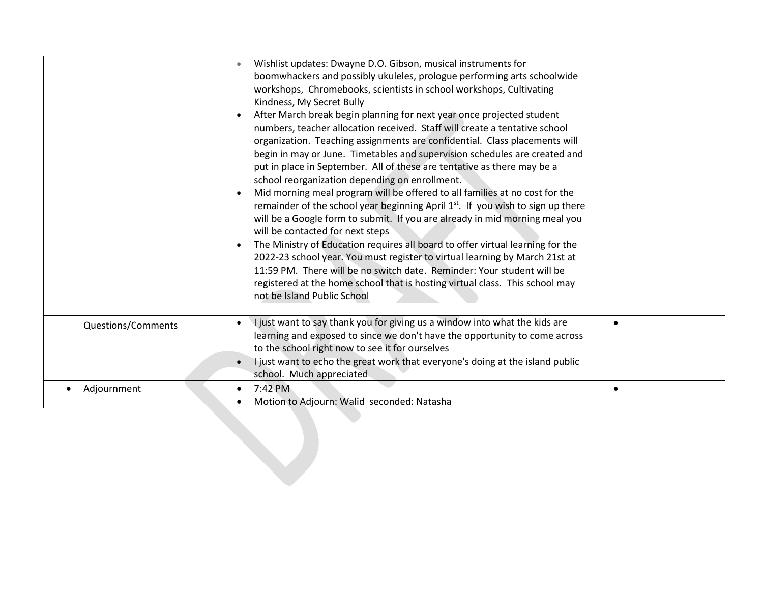| | | |
|---|---|---|
| | • Wishlist updates: Dwayne D.O. Gibson, musical instruments for boomwhackers and possibly ukuleles, prologue performing arts schoolwide workshops, Chromebooks, scientists in school workshops, Cultivating Kindness, My Secret Bully<br>• After March break begin planning for next year once projected student numbers, teacher allocation received. Staff will create a tentative school organization. Teaching assignments are confidential. Class placements will begin in may or June. Timetables and supervision schedules are created and put in place in September. All of these are tentative as there may be a school reorganization depending on enrollment.<br>• Mid morning meal program will be offered to all families at no cost for the remainder of the school year beginning April 1st. If you wish to sign up there will be a Google form to submit. If you are already in mid morning meal you will be contacted for next steps<br>• The Ministry of Education requires all board to offer virtual learning for the 2022-23 school year. You must register to virtual learning by March 21st at 11:59 PM. There will be no switch date. Reminder: Your student will be registered at the home school that is hosting virtual class. This school may not be Island Public School | |
| Questions/Comments | • I just want to say thank you for giving us a window into what the kids are learning and exposed to since we don't have the opportunity to come across to the school right now to see it for ourselves<br>• I just want to echo the great work that everyone's doing at the island public school. Much appreciated | • |
| • Adjournment | • 7:42 PM<br>• Motion to Adjourn: Walid seconded: Natasha | • |